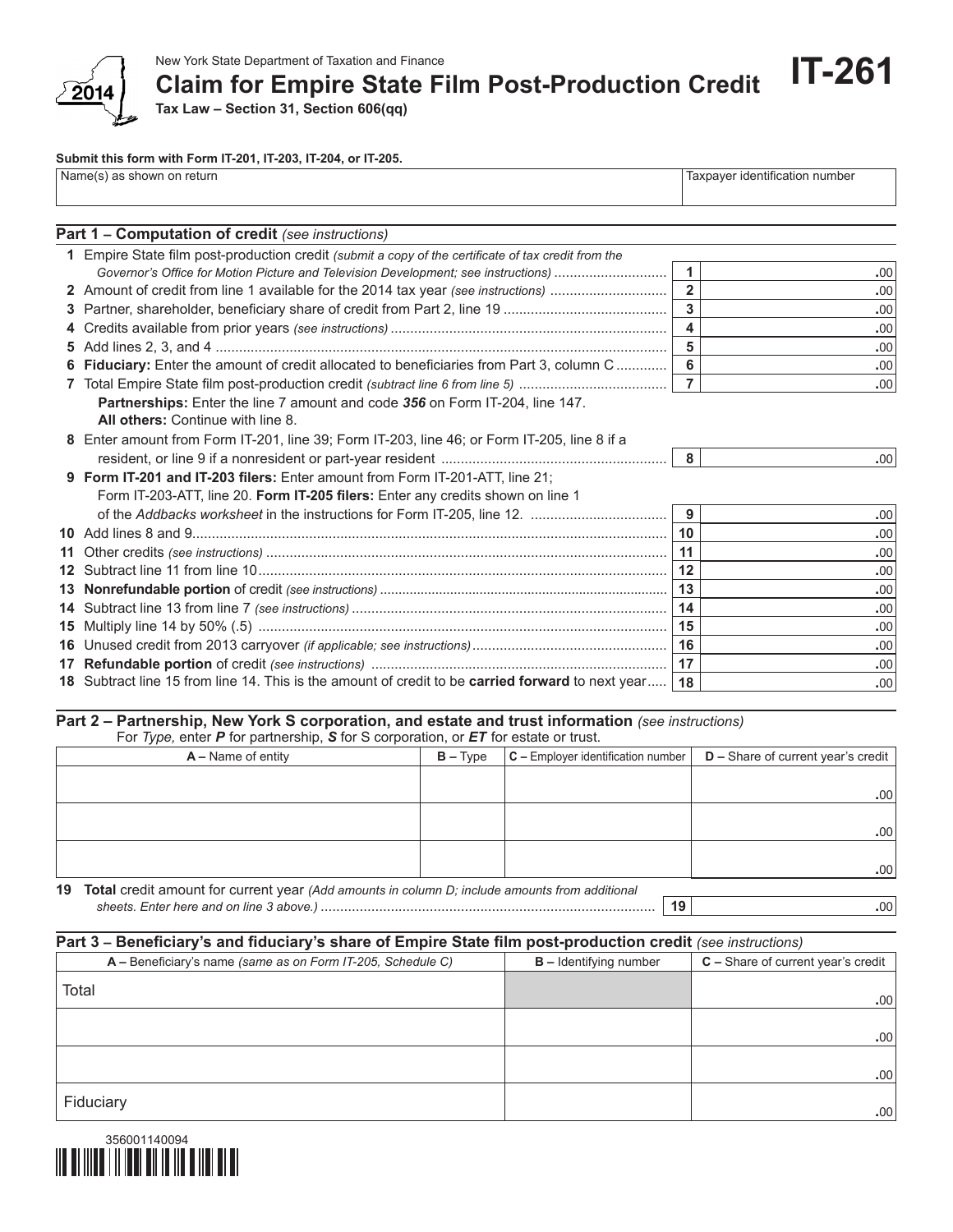New York State Department of Taxation and Finance

# Claim for Empire State Film Post-Production Credit

**IT-261**

2014

**Tax Law – Section 31, Section 606(qq)**

**Submit this form with Form IT-201, IT-203, IT-204, or IT-205.**

| Name(s) as shown on return | Taxpayer identification number |
|---|---|
| | |

## Part 1 – Computation of credit *(see instructions)*

| | | | |
|---|---|---|---|
| **1** | Empire State film post-production credit *(submit a copy of the certificate of tax credit from the Governor's Office for Motion Picture and Television Development; see instructions)* | 1 | .00 |
| **2** | Amount of credit from line 1 available for the 2014 tax year *(see instructions)* | 2 | .00 |
| **3** | Partner, shareholder, beneficiary share of credit from Part 2, line 19 | 3 | .00 |
| **4** | Credits available from prior years *(see instructions)* | 4 | .00 |
| **5** | Add lines 2, 3, and 4 | 5 | .00 |
| **6** | **Fiduciary:** Enter the amount of credit allocated to beneficiaries from Part 3, column C | 6 | .00 |
| **7** | Total Empire State film post-production credit *(subtract line 6 from line 5)* | 7 | .00 |

**Partnerships:** Enter the line 7 amount and code ***356*** on Form IT-204, line 147.
**All others:** Continue with line 8.

| | | | |
|---|---|---|---|
| **8** | Enter amount from Form IT-201, line 39; Form IT-203, line 46; or Form IT-205, line 8 if a resident, or line 9 if a nonresident or part-year resident | 8 | .00 |
| **9** | **Form IT-201 and IT-203 filers:** Enter amount from Form IT-201-ATT, line 21; Form IT-203-ATT, line 20. **Form IT-205 filers:** Enter any credits shown on line 1 of the *Addbacks worksheet* in the instructions for Form IT-205, line 12. | 9 | .00 |
| **10** | Add lines 8 and 9 | 10 | .00 |
| **11** | Other credits *(see instructions)* | 11 | .00 |
| **12** | Subtract line 11 from line 10 | 12 | .00 |
| **13** | **Nonrefundable portion** of credit *(see instructions)* | 13 | .00 |
| **14** | Subtract line 13 from line 7 *(see instructions)* | 14 | .00 |
| **15** | Multiply line 14 by 50% (.5) | 15 | .00 |
| **16** | Unused credit from 2013 carryover *(if applicable; see instructions)* | 16 | .00 |
| **17** | **Refundable portion** of credit *(see instructions)* | 17 | .00 |
| **18** | Subtract line 15 from line 14. This is the amount of credit to be **carried forward** to next year | 18 | .00 |

## Part 2 – Partnership, New York S corporation, and estate and trust information *(see instructions)*

For *Type,* enter ***P*** for partnership, ***S*** for S corporation, or ***ET*** for estate or trust.

| A – Name of entity | B – Type | C – Employer identification number | D – Share of current year's credit |
|---|---|---|---|
| | | | .00 |
| | | | .00 |
| | | | .00 |

**19** **Total** credit amount for current year *(Add amounts in column D; include amounts from additional sheets. Enter here and on line 3 above.)* ..... **19** .00

## Part 3 – Beneficiary's and fiduciary's share of Empire State film post-production credit *(see instructions)*

| A – Beneficiary's name *(same as on Form IT-205, Schedule C)* | B – Identifying number | C – Share of current year's credit |
|---|---|---|
| Total | | .00 |
| | | .00 |
| | | .00 |
| Fiduciary | | .00 |

356001140094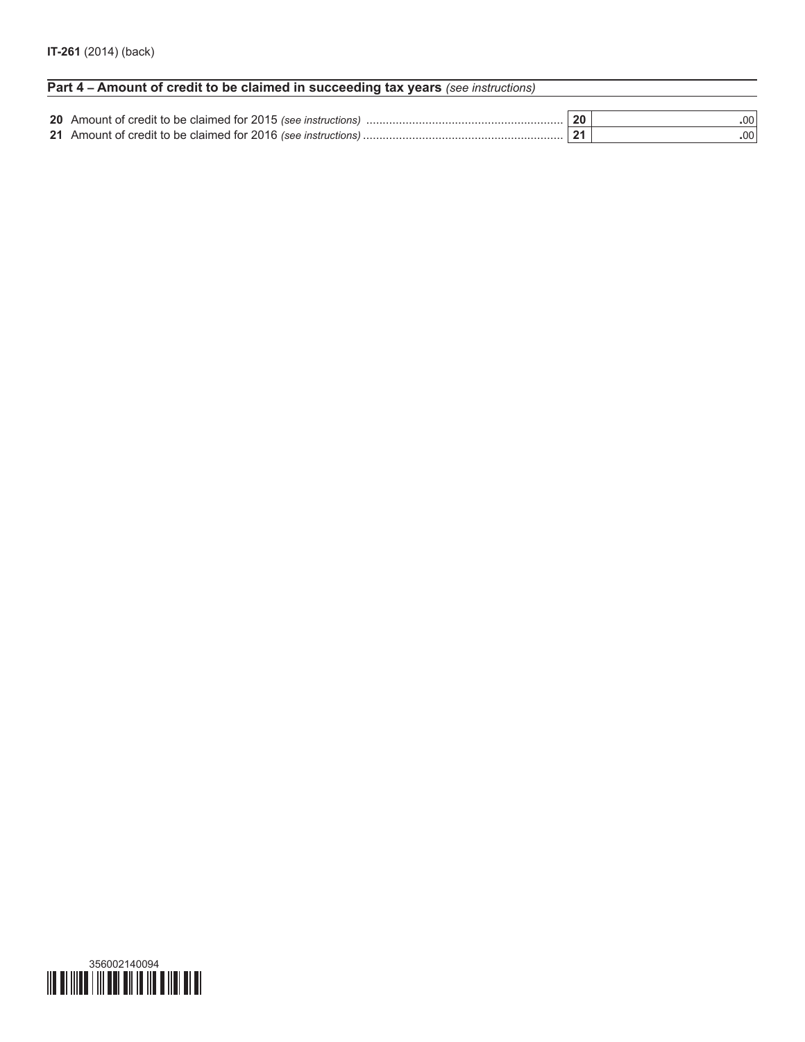## Part 4 – Amount of credit to be claimed in succeeding tax years *(see instructions)*

| | | | |
|---|---|---|---|
| 20 | Amount of credit to be claimed for 2015 *(see instructions)* | 20 | .00 |
| 21 | Amount of credit to be claimed for 2016 *(see instructions)* | 21 | .00 |

356002140094